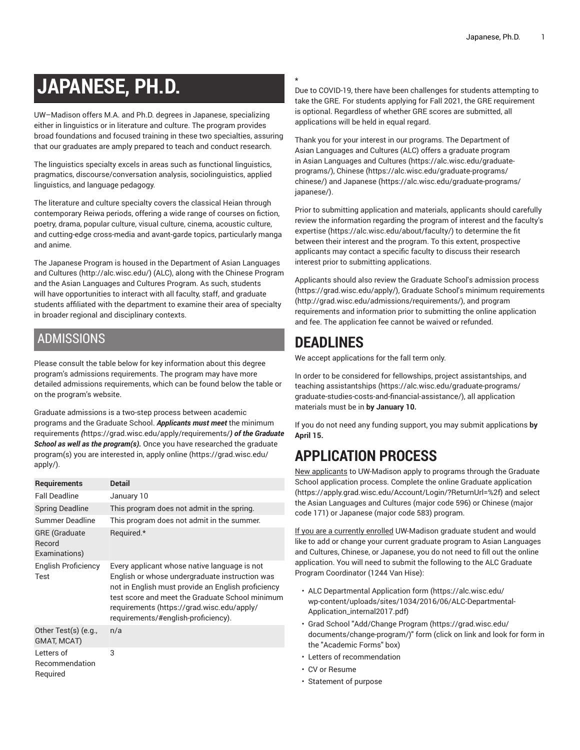# JAPANESE, PH.D.

UW–Madison offers M.A. and Ph.D. degrees in Japanese, specializing either in linguistics or in literature and culture. The program provides broad foundations and focused training in these two specialties, assuring that our graduates are amply prepared to teach and conduct research.

The linguistics specialty excels in areas such as functional linguistics, pragmatics, discourse/conversation analysis, sociolinguistics, applied linguistics, and language pedagogy.

The literature and culture specialty covers the classical Heian through contemporary Reiwa periods, offering a wide range of courses on fiction, poetry, drama, popular culture, visual culture, cinema, acoustic culture, and cutting-edge cross-media and avant-garde topics, particularly manga and anime.

The Japanese Program is housed in the Department of Asian Languages and Cultures (http://alc.wisc.edu/) (ALC), along with the Chinese Program and the Asian Languages and Cultures Program. As such, students will have opportunities to interact with all faculty, staff, and graduate students affiliated with the department to examine their area of specialty in broader regional and disciplinary contexts.

## ADMISSIONS

Please consult the table below for key information about this degree program's admissions requirements. The program may have more detailed admissions requirements, which can be found below the table or on the program's website.

Graduate admissions is a two-step process between academic programs and the Graduate School. ***Applicants must meet*** the minimum requirements ***(***https://grad.wisc.edu/apply/requirements/***) of the Graduate School as well as the program(s).*** Once you have researched the graduate program(s) you are interested in, apply online (https://grad.wisc.edu/apply/).

| Requirements | Detail |
| --- | --- |
| Fall Deadline | January 10 |
| Spring Deadline | This program does not admit in the spring. |
| Summer Deadline | This program does not admit in the summer. |
| GRE (Graduate Record Examinations) | Required.* |
| English Proficiency Test | Every applicant whose native language is not English or whose undergraduate instruction was not in English must provide an English proficiency test score and meet the Graduate School minimum requirements (https://grad.wisc.edu/apply/requirements/#english-proficiency). |
| Other Test(s) (e.g., GMAT, MCAT) | n/a |
| Letters of Recommendation Required | 3 |

*
Due to COVID-19, there have been challenges for students attempting to take the GRE. For students applying for Fall 2021, the GRE requirement is optional. Regardless of whether GRE scores are submitted, all applications will be held in equal regard.

Thank you for your interest in our programs. The Department of Asian Languages and Cultures (ALC) offers a graduate program in Asian Languages and Cultures (https://alc.wisc.edu/graduate-programs/), Chinese (https://alc.wisc.edu/graduate-programs/chinese/) and Japanese (https://alc.wisc.edu/graduate-programs/japanese/).

Prior to submitting application and materials, applicants should carefully review the information regarding the program of interest and the faculty's expertise (https://alc.wisc.edu/about/faculty/) to determine the fit between their interest and the program. To this extent, prospective applicants may contact a specific faculty to discuss their research interest prior to submitting applications.

Applicants should also review the Graduate School's admission process (https://grad.wisc.edu/apply/), Graduate School's minimum requirements (http://grad.wisc.edu/admissions/requirements/), and program requirements and information prior to submitting the online application and fee. The application fee cannot be waived or refunded.

## DEADLINES

We accept applications for the fall term only.

In order to be considered for fellowships, project assistantships, and teaching assistantships (https://alc.wisc.edu/graduate-programs/graduate-studies-costs-and-financial-assistance/), all application materials must be in **by January 10.**

If you do not need any funding support, you may submit applications **by April 15.**

## APPLICATION PROCESS

New applicants to UW-Madison apply to programs through the Graduate School application process. Complete the online Graduate application (https://apply.grad.wisc.edu/Account/Login/?ReturnUrl=%2f) and select the Asian Languages and Cultures (major code 596) or Chinese (major code 171) or Japanese (major code 583) program.

If you are a currently enrolled UW-Madison graduate student and would like to add or change your current graduate program to Asian Languages and Cultures, Chinese, or Japanese, you do not need to fill out the online application. You will need to submit the following to the ALC Graduate Program Coordinator (1244 Van Hise):

- ALC Departmental Application form (https://alc.wisc.edu/wp-content/uploads/sites/1034/2016/06/ALC-Departmental-Application_internal2017.pdf)
- Grad School "Add/Change Program (https://grad.wisc.edu/documents/change-program/)" form (click on link and look for form in the "Academic Forms" box)
- Letters of recommendation
- CV or Resume
- Statement of purpose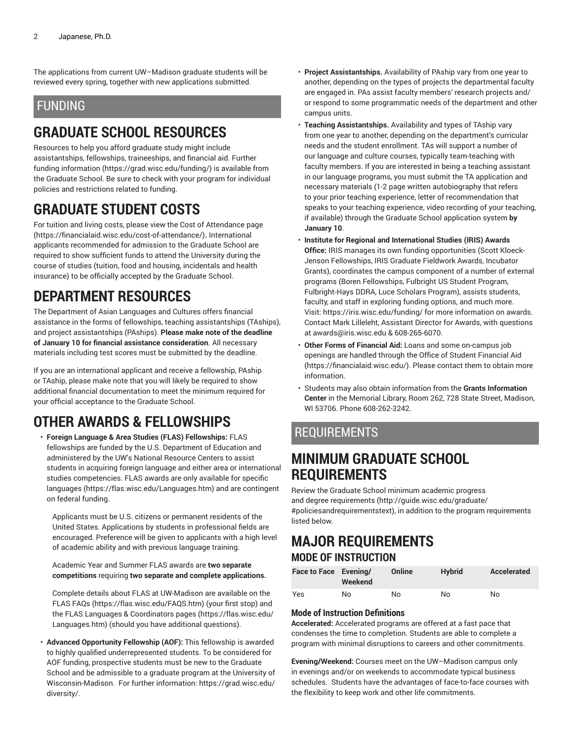The applications from current UW–Madison graduate students will be reviewed every spring, together with new applications submitted.

# FUNDING

## GRADUATE SCHOOL RESOURCES

Resources to help you afford graduate study might include assistantships, fellowships, traineeships, and financial aid. Further funding information (https://grad.wisc.edu/funding/) is available from the Graduate School. Be sure to check with your program for individual policies and restrictions related to funding.

## GRADUATE STUDENT COSTS

For tuition and living costs, please view the Cost of Attendance page (https://financialaid.wisc.edu/cost-of-attendance/). International applicants recommended for admission to the Graduate School are required to show sufficient funds to attend the University during the course of studies (tuition, food and housing, incidentals and health insurance) to be officially accepted by the Graduate School.

## DEPARTMENT RESOURCES

The Department of Asian Languages and Cultures offers financial assistance in the forms of fellowships, teaching assistantships (TAships), and project assistantships (PAships). **Please make note of the deadline of January 10 for financial assistance consideration**. All necessary materials including test scores must be submitted by the deadline.

If you are an international applicant and receive a fellowship, PAship or TAship, please make note that you will likely be required to show additional financial documentation to meet the minimum required for your official acceptance to the Graduate School.

## OTHER AWARDS & FELLOWSHIPS

- **Foreign Language & Area Studies (FLAS) Fellowships:** FLAS fellowships are funded by the U.S. Department of Education and administered by the UW's National Resource Centers to assist students in acquiring foreign language and either area or international studies competencies. FLAS awards are only available for specific languages (https://flas.wisc.edu/Languages.htm) and are contingent on federal funding.

  Applicants must be U.S. citizens or permanent residents of the United States. Applications by students in professional fields are encouraged. Preference will be given to applicants with a high level of academic ability and with previous language training.

  Academic Year and Summer FLAS awards are **two separate competitions** requiring **two separate and complete applications.**

  Complete details about FLAS at UW-Madison are available on the FLAS FAQs (https://flas.wisc.edu/FAQS.htm) (your first stop) and the FLAS Languages & Coordinators pages (https://flas.wisc.edu/Languages.htm) (should you have additional questions).

- **Advanced Opportunity Fellowship (AOF):** This fellowship is awarded to highly qualified underrepresented students. To be considered for AOF funding, prospective students must be new to the Graduate School and be admissible to a graduate program at the University of Wisconsin-Madison. For further information: https://grad.wisc.edu/diversity/.
- **Project Assistantships.** Availability of PAship vary from one year to another, depending on the types of projects the departmental faculty are engaged in. PAs assist faculty members' research projects and/or respond to some programmatic needs of the department and other campus units.
- **Teaching Assistantships.** Availability and types of TAship vary from one year to another, depending on the department's curricular needs and the student enrollment. TAs will support a number of our language and culture courses, typically team-teaching with faculty members. If you are interested in being a teaching assistant in our language programs, you must submit the TA application and necessary materials (1-2 page written autobiography that refers to your prior teaching experience, letter of recommendation that speaks to your teaching experience, video recording of your teaching, if available) through the Graduate School application system **by January 10**.
- **Institute for Regional and International Studies (IRIS) Awards Office:** IRIS manages its own funding opportunities (Scott Kloeck-Jenson Fellowships, IRIS Graduate Fieldwork Awards, Incubator Grants), coordinates the campus component of a number of external programs (Boren Fellowships, Fulbright US Student Program, Fulbright-Hays DDRA, Luce Scholars Program), assists students, faculty, and staff in exploring funding options, and much more. Visit: https://iris.wisc.edu/funding/ for more information on awards. Contact Mark Lilleleht, Assistant Director for Awards, with questions at awards@iris.wisc.edu & 608-265-6070.
- **Other Forms of Financial Aid:** Loans and some on-campus job openings are handled through the Office of Student Financial Aid (https://financialaid.wisc.edu/). Please contact them to obtain more information.
- Students may also obtain information from the **Grants Information Center** in the Memorial Library, Room 262, 728 State Street, Madison, WI 53706. Phone 608-262-3242.

# REQUIREMENTS

## MINIMUM GRADUATE SCHOOL REQUIREMENTS

Review the Graduate School minimum academic progress and degree requirements (http://guide.wisc.edu/graduate/#policiesandrequirementstext), in addition to the program requirements listed below.

## MAJOR REQUIREMENTS

### MODE OF INSTRUCTION

| Face to Face | Evening/ Weekend | Online | Hybrid | Accelerated |
|---|---|---|---|---|
| Yes | No | No | No | No |

#### Mode of Instruction Definitions

**Accelerated:** Accelerated programs are offered at a fast pace that condenses the time to completion. Students are able to complete a program with minimal disruptions to careers and other commitments.

**Evening/Weekend:** Courses meet on the UW–Madison campus only in evenings and/or on weekends to accommodate typical business schedules. Students have the advantages of face-to-face courses with the flexibility to keep work and other life commitments.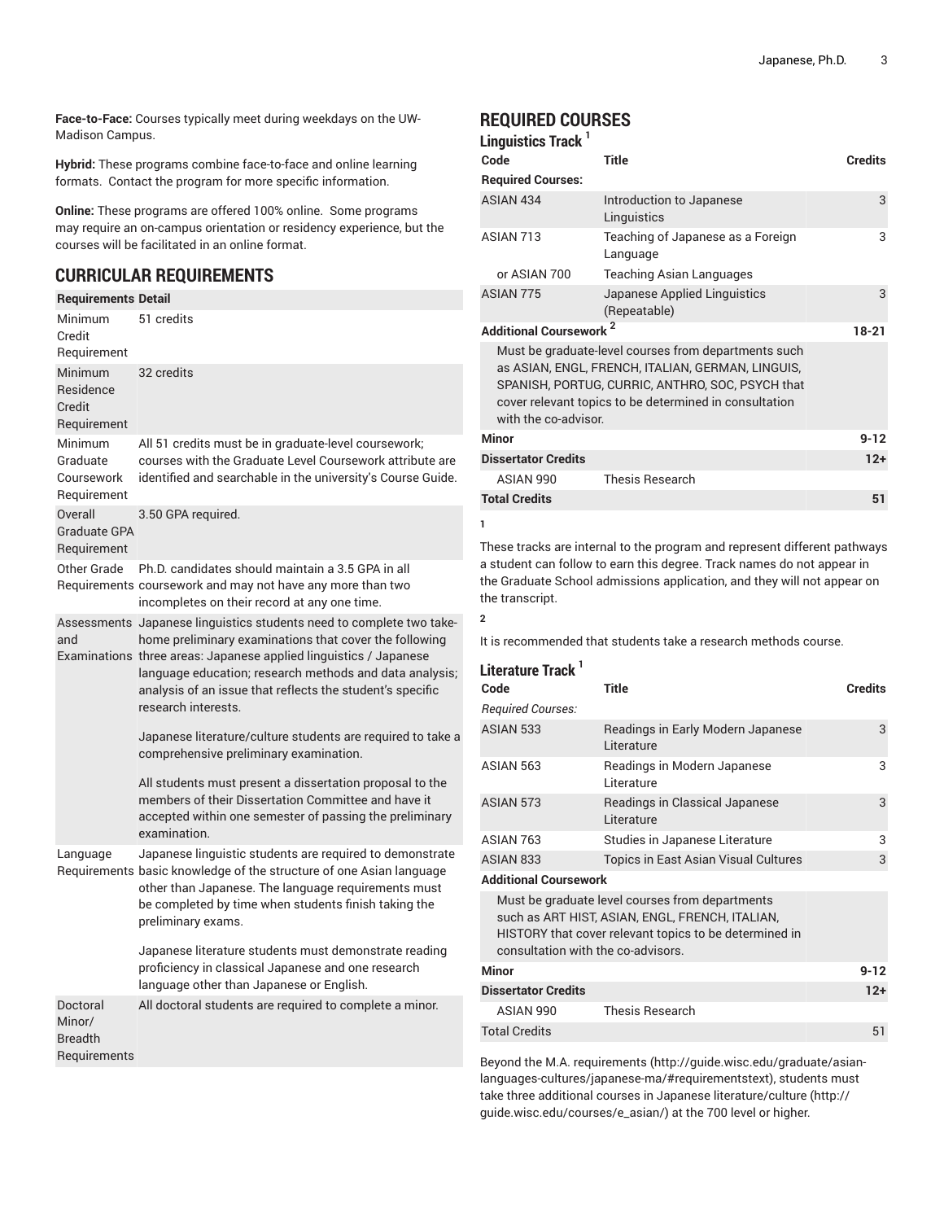**Face-to-Face:** Courses typically meet during weekdays on the UW-Madison Campus.

**Hybrid:** These programs combine face-to-face and online learning formats. Contact the program for more specific information.

**Online:** These programs are offered 100% online. Some programs may require an on-campus orientation or residency experience, but the courses will be facilitated in an online format.

## CURRICULAR REQUIREMENTS

| Requirements | Detail |
|---|---|
| Minimum Credit Requirement | 51 credits |
| Minimum Residence Credit Requirement | 32 credits |
| Minimum Graduate Coursework Requirement | All 51 credits must be in graduate-level coursework; courses with the Graduate Level Coursework attribute are identified and searchable in the university's Course Guide. |
| Overall Graduate GPA Requirement | 3.50 GPA required. |
| Other Grade Requirements | Ph.D. candidates should maintain a 3.5 GPA in all coursework and may not have any more than two incompletes on their record at any one time. |
| Assessments and Examinations | Japanese linguistics students need to complete two take-home preliminary examinations that cover the following three areas: Japanese applied linguistics / Japanese language education; research methods and data analysis; analysis of an issue that reflects the student's specific research interests.<br><br>Japanese literature/culture students are required to take a comprehensive preliminary examination.<br><br>All students must present a dissertation proposal to the members of their Dissertation Committee and have it accepted within one semester of passing the preliminary examination. |
| Language Requirements | Japanese linguistic students are required to demonstrate basic knowledge of the structure of one Asian language other than Japanese. The language requirements must be completed by time when students finish taking the preliminary exams.<br><br>Japanese literature students must demonstrate reading proficiency in classical Japanese and one research language other than Japanese or English. |
| Doctoral Minor/ Breadth Requirements | All doctoral students are required to complete a minor. |

## REQUIRED COURSES

### Linguistics Track [1]

| Code | Title | Credits |
|---|---|---|
| **Required Courses:** | | |
| ASIAN 434 | Introduction to Japanese Linguistics | 3 |
| ASIAN 713 | Teaching of Japanese as a Foreign Language | 3 |
| or ASIAN 700 | Teaching Asian Languages | |
| ASIAN 775 | Japanese Applied Linguistics (Repeatable) | 3 |
| **Additional Coursework [2]** | | 18-21 |
| Must be graduate-level courses from departments such as ASIAN, ENGL, FRENCH, ITALIAN, GERMAN, LINGUIS, SPANISH, PORTUG, CURRIC, ANTHRO, SOC, PSYCH that cover relevant topics to be determined in consultation with the co-advisor. | | |
| **Minor** | | 9-12 |
| **Dissertator Credits** | | 12+ |
| ASIAN 990 | Thesis Research | |
| **Total Credits** | | 51 |

1

These tracks are internal to the program and represent different pathways a student can follow to earn this degree. Track names do not appear in the Graduate School admissions application, and they will not appear on the transcript.

2

It is recommended that students take a research methods course.

### Literature Track [1]

| Code | Title | Credits |
|---|---|---|
| *Required Courses:* | | |
| ASIAN 533 | Readings in Early Modern Japanese Literature | 3 |
| ASIAN 563 | Readings in Modern Japanese Literature | 3 |
| ASIAN 573 | Readings in Classical Japanese Literature | 3 |
| ASIAN 763 | Studies in Japanese Literature | 3 |
| ASIAN 833 | Topics in East Asian Visual Cultures | 3 |
| **Additional Coursework** | | |
| Must be graduate level courses from departments such as ART HIST, ASIAN, ENGL, FRENCH, ITALIAN, HISTORY that cover relevant topics to be determined in consultation with the co-advisors. | | |
| **Minor** | | 9-12 |
| **Dissertator Credits** | | 12+ |
| ASIAN 990 | Thesis Research | |
| Total Credits | | 51 |

Beyond the M.A. requirements (http://guide.wisc.edu/graduate/asian-languages-cultures/japanese-ma/#requirementstext), students must take three additional courses in Japanese literature/culture (http://guide.wisc.edu/courses/e_asian/) at the 700 level or higher.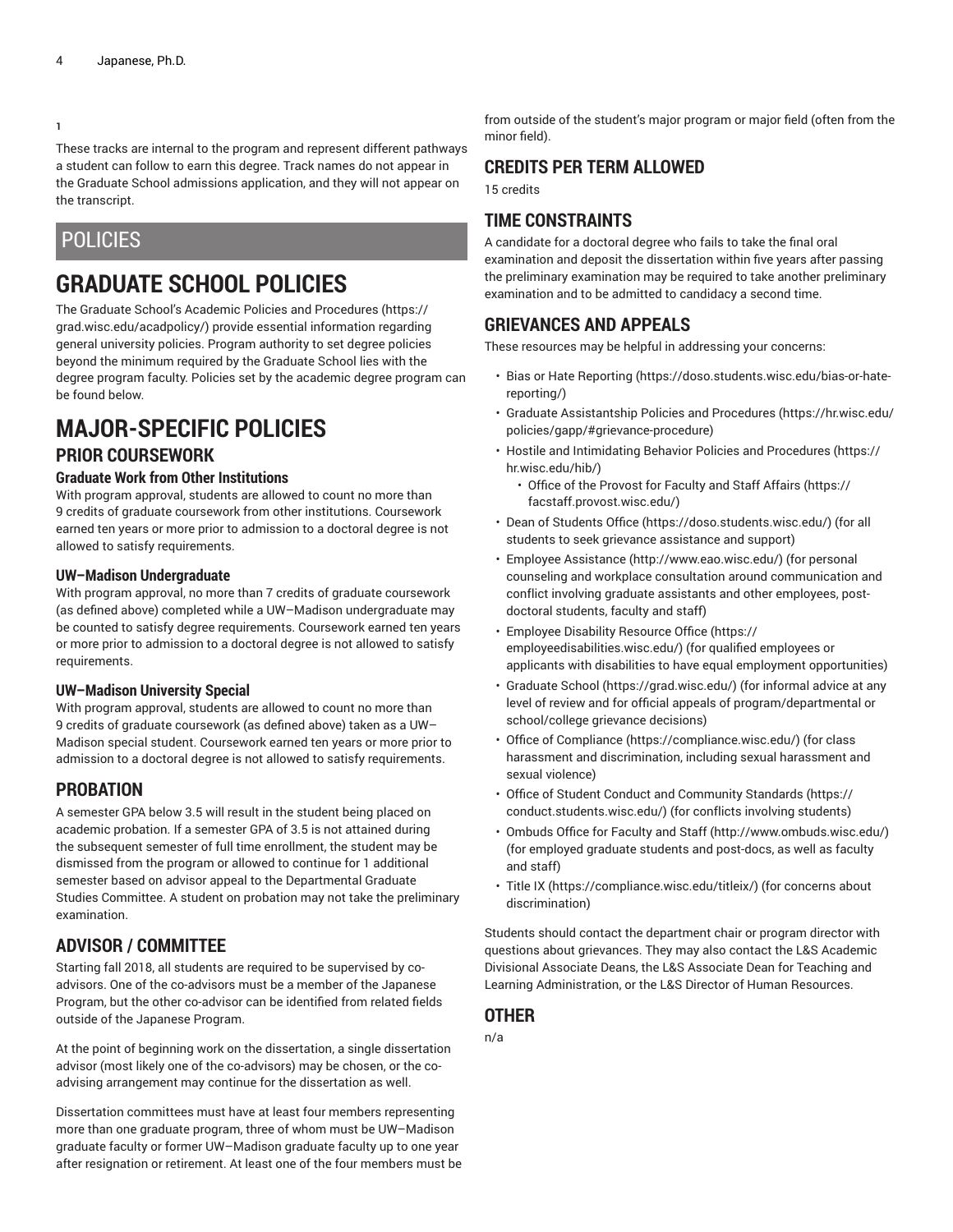1

These tracks are internal to the program and represent different pathways a student can follow to earn this degree. Track names do not appear in the Graduate School admissions application, and they will not appear on the transcript.

## POLICIES

# GRADUATE SCHOOL POLICIES

The Graduate School's Academic Policies and Procedures (https://grad.wisc.edu/acadpolicy/) provide essential information regarding general university policies. Program authority to set degree policies beyond the minimum required by the Graduate School lies with the degree program faculty. Policies set by the academic degree program can be found below.

# MAJOR-SPECIFIC POLICIES

## PRIOR COURSEWORK

### Graduate Work from Other Institutions

With program approval, students are allowed to count no more than 9 credits of graduate coursework from other institutions. Coursework earned ten years or more prior to admission to a doctoral degree is not allowed to satisfy requirements.

### UW–Madison Undergraduate

With program approval, no more than 7 credits of graduate coursework (as defined above) completed while a UW–Madison undergraduate may be counted to satisfy degree requirements. Coursework earned ten years or more prior to admission to a doctoral degree is not allowed to satisfy requirements.

### UW–Madison University Special

With program approval, students are allowed to count no more than 9 credits of graduate coursework (as defined above) taken as a UW–Madison special student. Coursework earned ten years or more prior to admission to a doctoral degree is not allowed to satisfy requirements.

## PROBATION

A semester GPA below 3.5 will result in the student being placed on academic probation. If a semester GPA of 3.5 is not attained during the subsequent semester of full time enrollment, the student may be dismissed from the program or allowed to continue for 1 additional semester based on advisor appeal to the Departmental Graduate Studies Committee. A student on probation may not take the preliminary examination.

## ADVISOR / COMMITTEE

Starting fall 2018, all students are required to be supervised by co-advisors. One of the co-advisors must be a member of the Japanese Program, but the other co-advisor can be identified from related fields outside of the Japanese Program.

At the point of beginning work on the dissertation, a single dissertation advisor (most likely one of the co-advisors) may be chosen, or the co-advising arrangement may continue for the dissertation as well.

Dissertation committees must have at least four members representing more than one graduate program, three of whom must be UW–Madison graduate faculty or former UW–Madison graduate faculty up to one year after resignation or retirement. At least one of the four members must be from outside of the student's major program or major field (often from the minor field).

## CREDITS PER TERM ALLOWED

15 credits

## TIME CONSTRAINTS

A candidate for a doctoral degree who fails to take the final oral examination and deposit the dissertation within five years after passing the preliminary examination may be required to take another preliminary examination and to be admitted to candidacy a second time.

## GRIEVANCES AND APPEALS

These resources may be helpful in addressing your concerns:

- Bias or Hate Reporting (https://doso.students.wisc.edu/bias-or-hate-reporting/)
- Graduate Assistantship Policies and Procedures (https://hr.wisc.edu/policies/gapp/#grievance-procedure)
- Hostile and Intimidating Behavior Policies and Procedures (https://hr.wisc.edu/hib/)
  - Office of the Provost for Faculty and Staff Affairs (https://facstaff.provost.wisc.edu/)
- Dean of Students Office (https://doso.students.wisc.edu/) (for all students to seek grievance assistance and support)
- Employee Assistance (http://www.eao.wisc.edu/) (for personal counseling and workplace consultation around communication and conflict involving graduate assistants and other employees, post-doctoral students, faculty and staff)
- Employee Disability Resource Office (https://employeedisabilities.wisc.edu/) (for qualified employees or applicants with disabilities to have equal employment opportunities)
- Graduate School (https://grad.wisc.edu/) (for informal advice at any level of review and for official appeals of program/departmental or school/college grievance decisions)
- Office of Compliance (https://compliance.wisc.edu/) (for class harassment and discrimination, including sexual harassment and sexual violence)
- Office of Student Conduct and Community Standards (https://conduct.students.wisc.edu/) (for conflicts involving students)
- Ombuds Office for Faculty and Staff (http://www.ombuds.wisc.edu/) (for employed graduate students and post-docs, as well as faculty and staff)
- Title IX (https://compliance.wisc.edu/titleix/) (for concerns about discrimination)

Students should contact the department chair or program director with questions about grievances. They may also contact the L&S Academic Divisional Associate Deans, the L&S Associate Dean for Teaching and Learning Administration, or the L&S Director of Human Resources.

## OTHER

n/a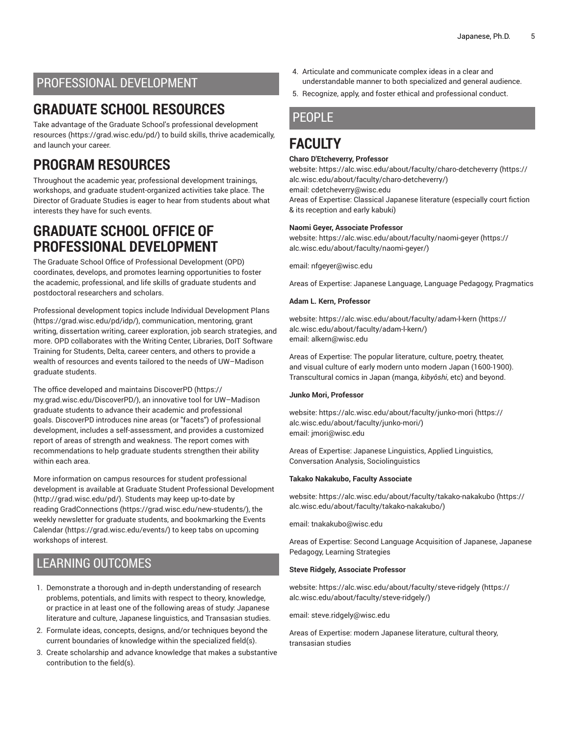# PROFESSIONAL DEVELOPMENT

## GRADUATE SCHOOL RESOURCES

Take advantage of the Graduate School's professional development resources (https://grad.wisc.edu/pd/) to build skills, thrive academically, and launch your career.

## PROGRAM RESOURCES

Throughout the academic year, professional development trainings, workshops, and graduate student-organized activities take place. The Director of Graduate Studies is eager to hear from students about what interests they have for such events.

## GRADUATE SCHOOL OFFICE OF PROFESSIONAL DEVELOPMENT

The Graduate School Office of Professional Development (OPD) coordinates, develops, and promotes learning opportunities to foster the academic, professional, and life skills of graduate students and postdoctoral researchers and scholars.

Professional development topics include Individual Development Plans (https://grad.wisc.edu/pd/idp/), communication, mentoring, grant writing, dissertation writing, career exploration, job search strategies, and more. OPD collaborates with the Writing Center, Libraries, DoIT Software Training for Students, Delta, career centers, and others to provide a wealth of resources and events tailored to the needs of UW–Madison graduate students.

The office developed and maintains DiscoverPD (https://my.grad.wisc.edu/DiscoverPD/), an innovative tool for UW–Madison graduate students to advance their academic and professional goals. DiscoverPD introduces nine areas (or "facets") of professional development, includes a self-assessment, and provides a customized report of areas of strength and weakness. The report comes with recommendations to help graduate students strengthen their ability within each area.

More information on campus resources for student professional development is available at Graduate Student Professional Development (http://grad.wisc.edu/pd/). Students may keep up-to-date by reading GradConnections (https://grad.wisc.edu/new-students/), the weekly newsletter for graduate students, and bookmarking the Events Calendar (https://grad.wisc.edu/events/) to keep tabs on upcoming workshops of interest.

# LEARNING OUTCOMES

1. Demonstrate a thorough and in-depth understanding of research problems, potentials, and limits with respect to theory, knowledge, or practice in at least one of the following areas of study: Japanese literature and culture, Japanese linguistics, and Transasian studies.
2. Formulate ideas, concepts, designs, and/or techniques beyond the current boundaries of knowledge within the specialized field(s).
3. Create scholarship and advance knowledge that makes a substantive contribution to the field(s).
4. Articulate and communicate complex ideas in a clear and understandable manner to both specialized and general audience.
5. Recognize, apply, and foster ethical and professional conduct.

# PEOPLE

## FACULTY

**Charo D'Etcheverry, Professor**
website: https://alc.wisc.edu/about/faculty/charo-detcheverry (https://alc.wisc.edu/about/faculty/charo-detcheverry/)
email: cdetcheverry@wisc.edu
Areas of Expertise: Classical Japanese literature (especially court fiction & its reception and early kabuki)

**Naomi Geyer, Associate Professor**
website: https://alc.wisc.edu/about/faculty/naomi-geyer (https://alc.wisc.edu/about/faculty/naomi-geyer/)

email: nfgeyer@wisc.edu

Areas of Expertise: Japanese Language, Language Pedagogy, Pragmatics

**Adam L. Kern, Professor**

website: https://alc.wisc.edu/about/faculty/adam-l-kern (https://alc.wisc.edu/about/faculty/adam-l-kern/)
email: alkern@wisc.edu

Areas of Expertise: The popular literature, culture, poetry, theater, and visual culture of early modern unto modern Japan (1600-1900). Transcultural comics in Japan (manga, *kibyôshi*, etc) and beyond.

**Junko Mori, Professor**

website: https://alc.wisc.edu/about/faculty/junko-mori (https://alc.wisc.edu/about/faculty/junko-mori/)
email: jmori@wisc.edu

Areas of Expertise: Japanese Linguistics, Applied Linguistics, Conversation Analysis, Sociolinguistics

**Takako Nakakubo, Faculty Associate**

website: https://alc.wisc.edu/about/faculty/takako-nakakubo (https://alc.wisc.edu/about/faculty/takako-nakakubo/)

email: tnakakubo@wisc.edu

Areas of Expertise: Second Language Acquisition of Japanese, Japanese Pedagogy, Learning Strategies

**Steve Ridgely, Associate Professor**

website: https://alc.wisc.edu/about/faculty/steve-ridgely (https://alc.wisc.edu/about/faculty/steve-ridgely/)

email: steve.ridgely@wisc.edu

Areas of Expertise: modern Japanese literature, cultural theory, transasian studies